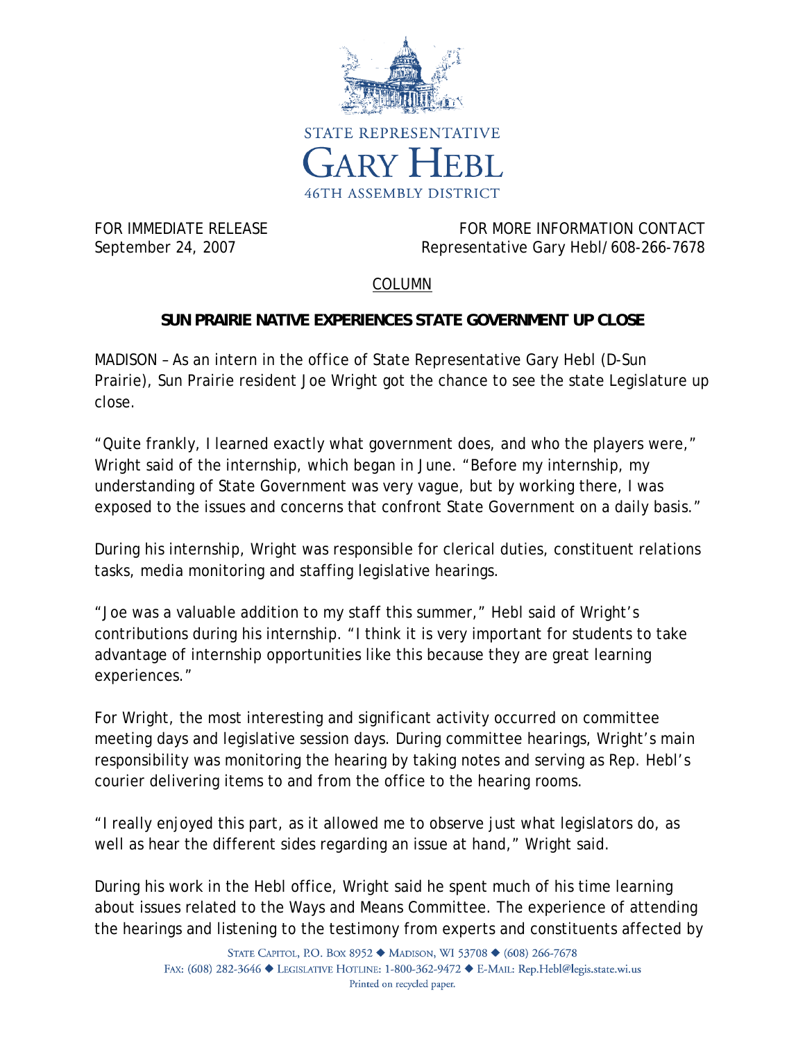STATE REPRESENTATIVE
GARY HEBL
46TH ASSEMBLY DISTRICT

FOR IMMEDIATE RELEASE
September 24, 2007

FOR MORE INFORMATION CONTACT
Representative Gary Hebl/608-266-7678

COLUMN

**SUN PRAIRIE NATIVE EXPERIENCES STATE GOVERNMENT UP CLOSE**

MADISON – As an intern in the office of State Representative Gary Hebl (D-Sun Prairie), Sun Prairie resident Joe Wright got the chance to see the state Legislature up close.

"Quite frankly, I learned exactly what government does, and who the players were," Wright said of the internship, which began in June. "Before my internship, my understanding of State Government was very vague, but by working there, I was exposed to the issues and concerns that confront State Government on a daily basis."

During his internship, Wright was responsible for clerical duties, constituent relations tasks, media monitoring and staffing legislative hearings.

"Joe was a valuable addition to my staff this summer," Hebl said of Wright's contributions during his internship. "I think it is very important for students to take advantage of internship opportunities like this because they are great learning experiences."

For Wright, the most interesting and significant activity occurred on committee meeting days and legislative session days. During committee hearings, Wright's main responsibility was monitoring the hearing by taking notes and serving as Rep. Hebl's courier delivering items to and from the office to the hearing rooms.

"I really enjoyed this part, as it allowed me to observe just what legislators do, as well as hear the different sides regarding an issue at hand," Wright said.

During his work in the Hebl office, Wright said he spent much of his time learning about issues related to the Ways and Means Committee. The experience of attending the hearings and listening to the testimony from experts and constituents affected by

STATE CAPITOL, P.O. BOX 8952 ◆ MADISON, WI 53708 ◆ (608) 266-7678
FAX: (608) 282-3646 ◆ LEGISLATIVE HOTLINE: 1-800-362-9472 ◆ E-MAIL: Rep.Hebl@legis.state.wi.us
Printed on recycled paper.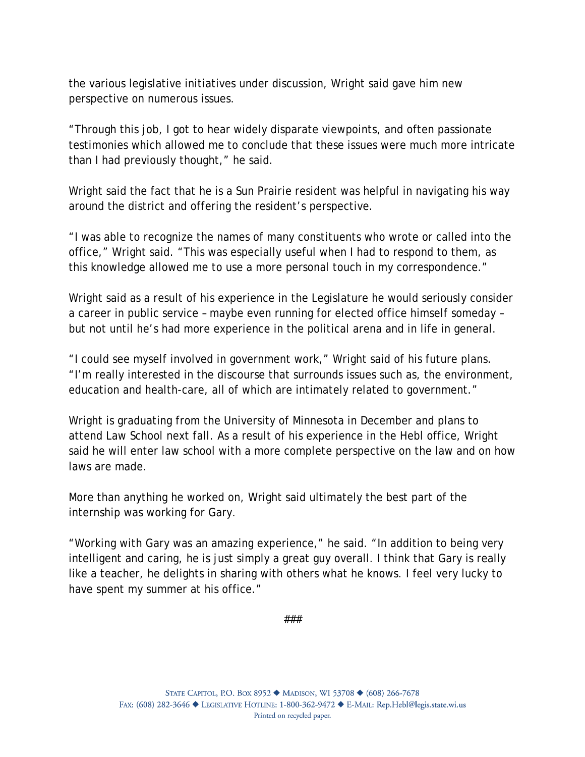the various legislative initiatives under discussion, Wright said gave him new perspective on numerous issues.

"Through this job, I got to hear widely disparate viewpoints, and often passionate testimonies which allowed me to conclude that these issues were much more intricate than I had previously thought," he said.

Wright said the fact that he is a Sun Prairie resident was helpful in navigating his way around the district and offering the resident's perspective.

"I was able to recognize the names of many constituents who wrote or called into the office," Wright said. "This was especially useful when I had to respond to them, as this knowledge allowed me to use a more personal touch in my correspondence."

Wright said as a result of his experience in the Legislature he would seriously consider a career in public service – maybe even running for elected office himself someday – but not until he's had more experience in the political arena and in life in general.

"I could see myself involved in government work," Wright said of his future plans. "I'm really interested in the discourse that surrounds issues such as, the environment, education and health-care, all of which are intimately related to government."

Wright is graduating from the University of Minnesota in December and plans to attend Law School next fall. As a result of his experience in the Hebl office, Wright said he will enter law school with a more complete perspective on the law and on how laws are made.

More than anything he worked on, Wright said ultimately the best part of the internship was working for Gary.

"Working with Gary was an amazing experience," he said. "In addition to being very intelligent and caring, he is just simply a great guy overall. I think that Gary is really like a teacher, he delights in sharing with others what he knows. I feel very lucky to have spent my summer at his office."

###

STATE CAPITOL, P.O. BOX 8952 ◆ MADISON, WI 53708 ◆ (608) 266-7678
FAX: (608) 282-3646 ◆ LEGISLATIVE HOTLINE: 1-800-362-9472 ◆ E-MAIL: Rep.Hebl@legis.state.wi.us
Printed on recycled paper.